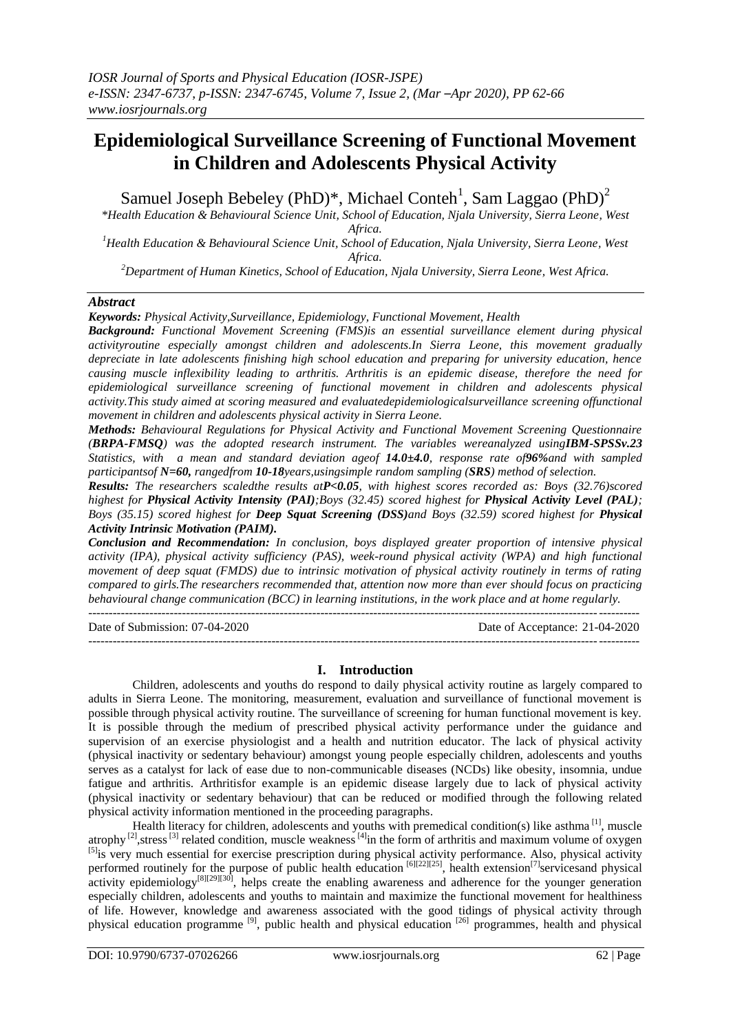# Epidemiological Surveillance Screening of Functional Movement in Children and Adolescents Physical Activity

Samuel Joseph Bebeley (PhD)*, Michael Conteh[1], Sam Laggao (PhD)[2]

*Health Education & Behavioural Science Unit, School of Education, Njala University, Sierra Leone, West Africa.

[1]Health Education & Behavioural Science Unit, School of Education, Njala University, Sierra Leone, West Africa.

[2]Department of Human Kinetics, School of Education, Njala University, Sierra Leone, West Africa.

## Abstract

***Keywords:*** *Physical Activity,Surveillance, Epidemiology, Functional Movement, Health*

***Background:*** *Functional Movement Screening (FMS)is an essential surveillance element during physical activityroutine especially amongst children and adolescents.In Sierra Leone, this movement gradually depreciate in late adolescents finishing high school education and preparing for university education, hence causing muscle inflexibility leading to arthritis. Arthritis is an epidemic disease, therefore the need for epidemiological surveillance screening of functional movement in children and adolescents physical activity.This study aimed at scoring measured and evaluatedepidemiologicalsurveillance screening offunctional movement in children and adolescents physical activity in Sierra Leone.*

***Methods:*** *Behavioural Regulations for Physical Activity and Functional Movement Screening Questionnaire (**BRPA-FMSQ**) was the adopted research instrument. The variables wereanalyzed using**IBM-SPSSv.23** Statistics, with a mean and standard deviation ageof **14.0±4.0**, response rate of**96%**and with sampled participantsof **N=60,** rangedfrom **10-18**years,usingsimple random sampling (**SRS**) method of selection.*

***Results:*** *The researchers scaledthe results at**P<0.05**, with highest scores recorded as: Boys (32.76)scored highest for **Physical Activity Intensity (PAI)**;Boys (32.45) scored highest for **Physical Activity Level (PAL)**; Boys (35.15) scored highest for **Deep Squat Screening (DSS)**and Boys (32.59) scored highest for **Physical Activity Intrinsic Motivation (PAIM).***

***Conclusion and Recommendation:*** *In conclusion, boys displayed greater proportion of intensive physical activity (IPA), physical activity sufficiency (PAS), week-round physical activity (WPA) and high functional movement of deep squat (FMDS) due to intrinsic motivation of physical activity routinely in terms of rating compared to girls.The researchers recommended that, attention now more than ever should focus on practicing behavioural change communication (BCC) in learning institutions, in the work place and at home regularly.*

---

Date of Submission: 07-04-2020 Date of Acceptance: 21-04-2020

---

## I. Introduction

Children, adolescents and youths do respond to daily physical activity routine as largely compared to adults in Sierra Leone. The monitoring, measurement, evaluation and surveillance of functional movement is possible through physical activity routine. The surveillance of screening for human functional movement is key. It is possible through the medium of prescribed physical activity performance under the guidance and supervision of an exercise physiologist and a health and nutrition educator. The lack of physical activity (physical inactivity or sedentary behaviour) amongst young people especially children, adolescents and youths serves as a catalyst for lack of ease due to non-communicable diseases (NCDs) like obesity, insomnia, undue fatigue and arthritis. Arthritisfor example is an epidemic disease largely due to lack of physical activity (physical inactivity or sedentary behaviour) that can be reduced or modified through the following related physical activity information mentioned in the proceeding paragraphs.

Health literacy for children, adolescents and youths with premedical condition(s) like asthma [1], muscle atrophy [2],stress [3] related condition, muscle weakness [4]in the form of arthritis and maximum volume of oxygen [5]is very much essential for exercise prescription during physical activity performance. Also, physical activity performed routinely for the purpose of public health education [6][22][25], health extension[7]servicesand physical activity epidemiology[8][29][30], helps create the enabling awareness and adherence for the younger generation especially children, adolescents and youths to maintain and maximize the functional movement for healthiness of life. However, knowledge and awareness associated with the good tidings of physical activity through physical education programme [9], public health and physical education [26] programmes, health and physical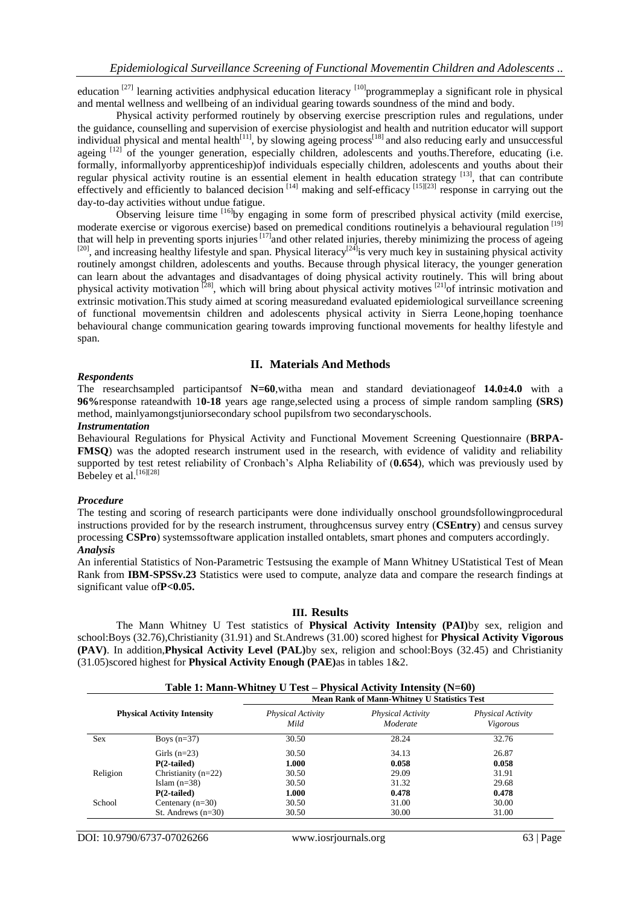education [27] learning activities andphysical education literacy [10]programmeplay a significant role in physical and mental wellness and wellbeing of an individual gearing towards soundness of the mind and body.

Physical activity performed routinely by observing exercise prescription rules and regulations, under the guidance, counselling and supervision of exercise physiologist and health and nutrition educator will support individual physical and mental health[11], by slowing ageing process[18] and also reducing early and unsuccessful ageing [12] of the younger generation, especially children, adolescents and youths.Therefore, educating (i.e. formally, informallyorby apprenticeship)of individuals especially children, adolescents and youths about their regular physical activity routine is an essential element in health education strategy [13], that can contribute effectively and efficiently to balanced decision [14] making and self-efficacy [15][23] response in carrying out the day-to-day activities without undue fatigue.

Observing leisure time [16]by engaging in some form of prescribed physical activity (mild exercise, moderate exercise or vigorous exercise) based on premedical conditions routinelyis a behavioural regulation [19] that will help in preventing sports injuries [17]and other related injuries, thereby minimizing the process of ageing [20], and increasing healthy lifestyle and span. Physical literacy[24]is very much key in sustaining physical activity routinely amongst children, adolescents and youths. Because through physical literacy, the younger generation can learn about the advantages and disadvantages of doing physical activity routinely. This will bring about physical activity motivation [28], which will bring about physical activity motives [21]of intrinsic motivation and extrinsic motivation.This study aimed at scoring measuredand evaluated epidemiological surveillance screening of functional movementsin children and adolescents physical activity in Sierra Leone,hoping toenhance behavioural change communication gearing towards improving functional movements for healthy lifestyle and span.

## II. Materials And Methods

### *Respondents*

The researchsampled participantsof **N=60**,witha mean and standard deviationageof **14.0±4.0** with a **96%**response rateandwith 1**0-18** years age range,selected using a process of simple random sampling **(SRS)** method, mainlyamongstjuniorsecondary school pupilsfrom two secondaryschools.

### *Instrumentation*

Behavioural Regulations for Physical Activity and Functional Movement Screening Questionnaire (**BRPA-FMSQ**) was the adopted research instrument used in the research, with evidence of validity and reliability supported by test retest reliability of Cronbach's Alpha Reliability of (**0.654**), which was previously used by Bebeley et al.[16][28]

### *Procedure*

The testing and scoring of research participants were done individually onschool groundsfollowingprocedural instructions provided for by the research instrument, throughcensus survey entry (**CSEntry**) and census survey processing **CSPro**) systemssoftware application installed ontablets, smart phones and computers accordingly.

### *Analysis*

An inferential Statistics of Non-Parametric Testsusing the example of Mann Whitney UStatistical Test of Mean Rank from **IBM-SPSSv.23** Statistics were used to compute, analyze data and compare the research findings at significant value of**P<0.05.**

## III. Results

The Mann Whitney U Test statistics of **Physical Activity Intensity (PAI)**by sex, religion and school:Boys (32.76),Christianity (31.91) and St.Andrews (31.00) scored highest for **Physical Activity Vigorous (PAV)**. In addition,**Physical Activity Level (PAL)**by sex, religion and school:Boys (32.45) and Christianity (31.05)scored highest for **Physical Activity Enough (PAE)**as in tables 1&2.

**Table 1: Mann-Whitney U Test – Physical Activity Intensity (N=60)**

| Physical Activity Intensity | | Mean Rank of Mann-Whitney U Statistics Test | | |
|---|---|---|---|---|
| | | *Physical Activity Mild* | *Physical Activity Moderate* | *Physical Activity Vigorous* |
| Sex | Boys (n=37) | 30.50 | 28.24 | 32.76 |
| | Girls (n=23) | 30.50 | 34.13 | 26.87 |
| | **P(2-tailed)** | **1.000** | **0.058** | **0.058** |
| Religion | Christianity (n=22) | 30.50 | 29.09 | 31.91 |
| | Islam (n=38) | 30.50 | 31.32 | 29.68 |
| | **P(2-tailed)** | **1.000** | **0.478** | **0.478** |
| School | Centenary (n=30) | 30.50 | 31.00 | 30.00 |
| | St. Andrews (n=30) | 30.50 | 30.00 | 31.00 |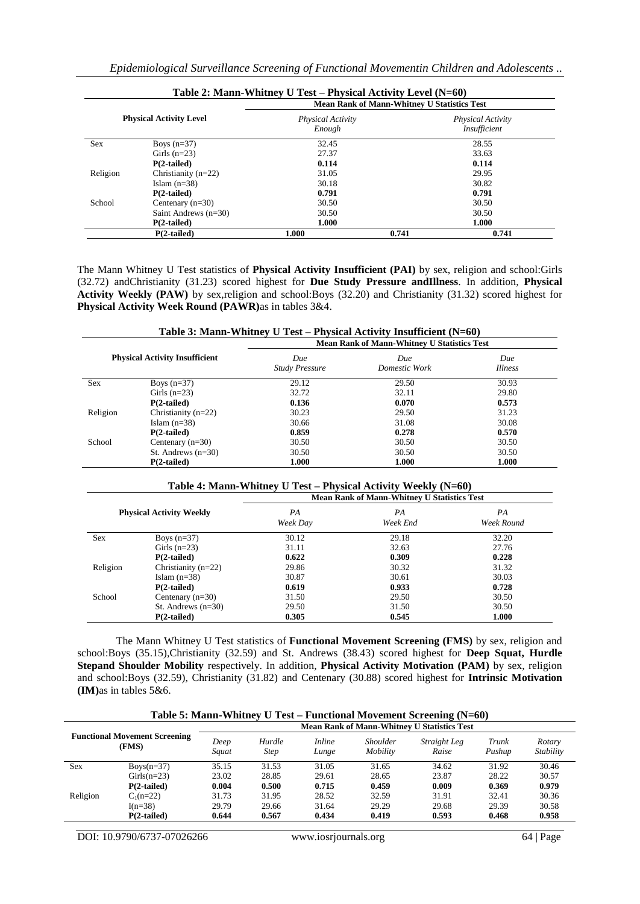**Table 2: Mann-Whitney U Test – Physical Activity Level (N=60)**

| Physical Activity Level | | Mean Rank of Mann-Whitney U Statistics Test | | |
|---|---|---|---|---|
| | | *Physical Activity Enough* | | *Physical Activity Insufficient* |
| Sex | Boys (n=37) | 32.45 | | 28.55 |
| | Girls (n=23) | 27.37 | | 33.63 |
| | **P(2-tailed)** | **0.114** | | **0.114** |
| Religion | Christianity (n=22) | 31.05 | | 29.95 |
| | Islam (n=38) | 30.18 | | 30.82 |
| | **P(2-tailed)** | **0.791** | | **0.791** |
| School | Centenary (n=30) | 30.50 | | 30.50 |
| | Saint Andrews (n=30) | 30.50 | | 30.50 |
| | **P(2-tailed)** | **1.000** | | **1.000** |
| | **P(2-tailed)** | **1.000** | **0.741** | **0.741** |

The Mann Whitney U Test statistics of **Physical Activity Insufficient (PAI)** by sex, religion and school:Girls (32.72) andChristianity (31.23) scored highest for **Due Study Pressure andIllness**. In addition, **Physical Activity Weekly (PAW)** by sex,religion and school:Boys (32.20) and Christianity (31.32) scored highest for **Physical Activity Week Round (PAWR)**as in tables 3&4.

**Table 3: Mann-Whitney U Test – Physical Activity Insufficient (N=60)**

| Physical Activity Insufficient | | Mean Rank of Mann-Whitney U Statistics Test | | |
|---|---|---|---|---|
| | | *Due Study Pressure* | *Due Domestic Work* | *Due Illness* |
| Sex | Boys (n=37) | 29.12 | 29.50 | 30.93 |
| | Girls (n=23) | 32.72 | 32.11 | 29.80 |
| | **P(2-tailed)** | **0.136** | **0.070** | **0.573** |
| Religion | Christianity (n=22) | 30.23 | 29.50 | 31.23 |
| | Islam (n=38) | 30.66 | 31.08 | 30.08 |
| | **P(2-tailed)** | **0.859** | **0.278** | **0.570** |
| School | Centenary (n=30) | 30.50 | 30.50 | 30.50 |
| | St. Andrews (n=30) | 30.50 | 30.50 | 30.50 |
| | **P(2-tailed)** | **1.000** | **1.000** | **1.000** |

**Table 4: Mann-Whitney U Test – Physical Activity Weekly (N=60)**

| Physical Activity Weekly | | Mean Rank of Mann-Whitney U Statistics Test | | |
|---|---|---|---|---|
| | | *PA Week Day* | *PA Week End* | *PA Week Round* |
| Sex | Boys (n=37) | 30.12 | 29.18 | 32.20 |
| | Girls (n=23) | 31.11 | 32.63 | 27.76 |
| | **P(2-tailed)** | **0.622** | **0.309** | **0.228** |
| Religion | Christianity (n=22) | 29.86 | 30.32 | 31.32 |
| | Islam (n=38) | 30.87 | 30.61 | 30.03 |
| | **P(2-tailed)** | **0.619** | **0.933** | **0.728** |
| School | Centenary (n=30) | 31.50 | 29.50 | 30.50 |
| | St. Andrews (n=30) | 29.50 | 31.50 | 30.50 |
| | **P(2-tailed)** | **0.305** | **0.545** | **1.000** |

The Mann Whitney U Test statistics of **Functional Movement Screening (FMS)** by sex, religion and school:Boys (35.15),Christianity (32.59) and St. Andrews (38.43) scored highest for **Deep Squat, Hurdle Stepand Shoulder Mobility** respectively. In addition, **Physical Activity Motivation (PAM)** by sex, religion and school:Boys (32.59), Christianity (31.82) and Centenary (30.88) scored highest for **Intrinsic Motivation (IM)**as in tables 5&6.

**Table 5: Mann-Whitney U Test – Functional Movement Screening (N=60)**

| Functional Movement Screening (FMS) | | Mean Rank of Mann-Whitney U Statistics Test | | | | | | |
|---|---|---|---|---|---|---|---|---|
| | | *Deep Squat* | *Hurdle Step* | *Inline Lunge* | *Shoulder Mobility* | *Straight Leg Raise* | *Trunk Pushup* | *Rotary Stability* |
| Sex | Boys(n=37) | 35.15 | 31.53 | 31.05 | 31.65 | 34.62 | 31.92 | 30.46 |
| | Girls(n=23) | 23.02 | 28.85 | 29.61 | 28.65 | 23.87 | 28.22 | 30.57 |
| | **P(2-tailed)** | **0.004** | **0.500** | **0.715** | **0.459** | **0.009** | **0.369** | **0.979** |
| Religion | $C_1$(n=22) | 31.73 | 31.95 | 28.52 | 32.59 | 31.91 | 32.41 | 30.36 |
| | I(n=38) | 29.79 | 29.66 | 31.64 | 29.29 | 29.68 | 29.39 | 30.58 |
| | **P(2-tailed)** | **0.644** | **0.567** | **0.434** | **0.419** | **0.593** | **0.468** | **0.958** |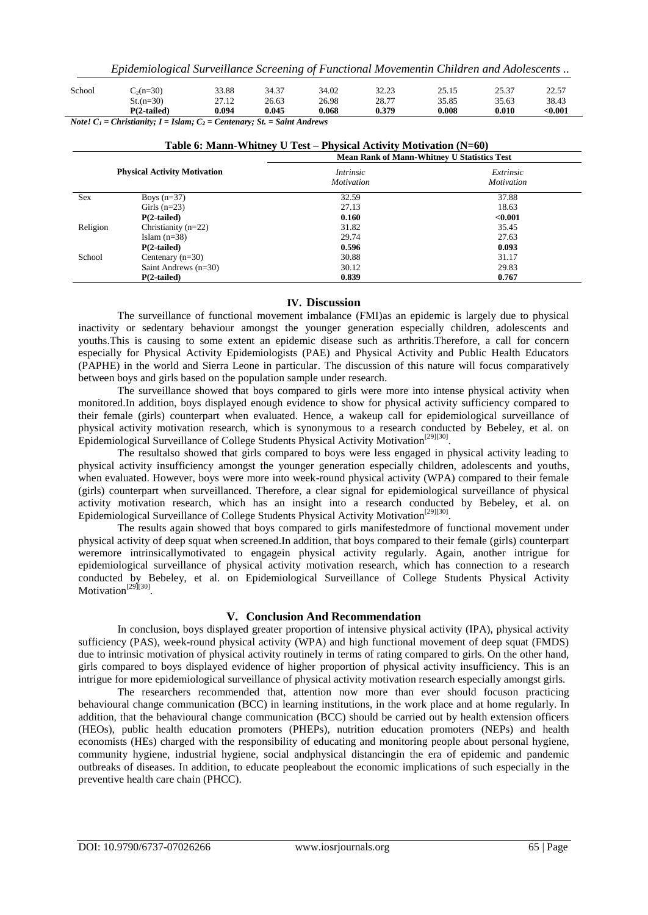| School | $C_2$(n=30) | 33.88 | 34.37 | 34.02 | 32.23 | 25.15 | 25.37 | 22.57 |
|---|---|---|---|---|---|---|---|---|
| | St.(n=30) | 27.12 | 26.63 | 26.98 | 28.77 | 35.85 | 35.63 | 38.43 |
| | **P(2-tailed)** | **0.094** | **0.045** | **0.068** | **0.379** | **0.008** | **0.010** | **<0.001** |

***Note! $C_1$ = Christianity; I = Islam; $C_2$ = Centenary; St. = Saint Andrews***

**Table 6: Mann-Whitney U Test – Physical Activity Motivation (N=60)**

| **Physical Activity Motivation** | | **Mean Rank of Mann-Whitney U Statistics Test** | |
|---|---|---|---|
| | | *Intrinsic Motivation* | *Extrinsic Motivation* |
| Sex | Boys (n=37) | 32.59 | 37.88 |
| | Girls (n=23) | 27.13 | 18.63 |
| | **P(2-tailed)** | **0.160** | **<0.001** |
| Religion | Christianity (n=22) | 31.82 | 35.45 |
| | Islam (n=38) | 29.74 | 27.63 |
| | **P(2-tailed)** | **0.596** | **0.093** |
| School | Centenary (n=30) | 30.88 | 31.17 |
| | Saint Andrews (n=30) | 30.12 | 29.83 |
| | **P(2-tailed)** | **0.839** | **0.767** |

## IV. Discussion

The surveillance of functional movement imbalance (FMI)as an epidemic is largely due to physical inactivity or sedentary behaviour amongst the younger generation especially children, adolescents and youths.This is causing to some extent an epidemic disease such as arthritis.Therefore, a call for concern especially for Physical Activity Epidemiologists (PAE) and Physical Activity and Public Health Educators (PAPHE) in the world and Sierra Leone in particular. The discussion of this nature will focus comparatively between boys and girls based on the population sample under research.

The surveillance showed that boys compared to girls were more into intense physical activity when monitored.In addition, boys displayed enough evidence to show for physical activity sufficiency compared to their female (girls) counterpart when evaluated. Hence, a wakeup call for epidemiological surveillance of physical activity motivation research, which is synonymous to a research conducted by Bebeley, et al. on Epidemiological Surveillance of College Students Physical Activity Motivation[29][30].

The resultalso showed that girls compared to boys were less engaged in physical activity leading to physical activity insufficiency amongst the younger generation especially children, adolescents and youths, when evaluated. However, boys were more into week-round physical activity (WPA) compared to their female (girls) counterpart when surveillanced. Therefore, a clear signal for epidemiological surveillance of physical activity motivation research, which has an insight into a research conducted by Bebeley, et al. on Epidemiological Surveillance of College Students Physical Activity Motivation[29][30].

The results again showed that boys compared to girls manifestedmore of functional movement under physical activity of deep squat when screened.In addition, that boys compared to their female (girls) counterpart weremore intrinsicallymotivated to engagein physical activity regularly. Again, another intrigue for epidemiological surveillance of physical activity motivation research, which has connection to a research conducted by Bebeley, et al. on Epidemiological Surveillance of College Students Physical Activity Motivation[29][30].

## V. Conclusion And Recommendation

In conclusion, boys displayed greater proportion of intensive physical activity (IPA), physical activity sufficiency (PAS), week-round physical activity (WPA) and high functional movement of deep squat (FMDS) due to intrinsic motivation of physical activity routinely in terms of rating compared to girls. On the other hand, girls compared to boys displayed evidence of higher proportion of physical activity insufficiency. This is an intrigue for more epidemiological surveillance of physical activity motivation research especially amongst girls.

The researchers recommended that, attention now more than ever should focuson practicing behavioural change communication (BCC) in learning institutions, in the work place and at home regularly. In addition, that the behavioural change communication (BCC) should be carried out by health extension officers (HEOs), public health education promoters (PHEPs), nutrition education promoters (NEPs) and health economists (HEs) charged with the responsibility of educating and monitoring people about personal hygiene, community hygiene, industrial hygiene, social andphysical distancingin the era of epidemic and pandemic outbreaks of diseases. In addition, to educate peopleabout the economic implications of such especially in the preventive health care chain (PHCC).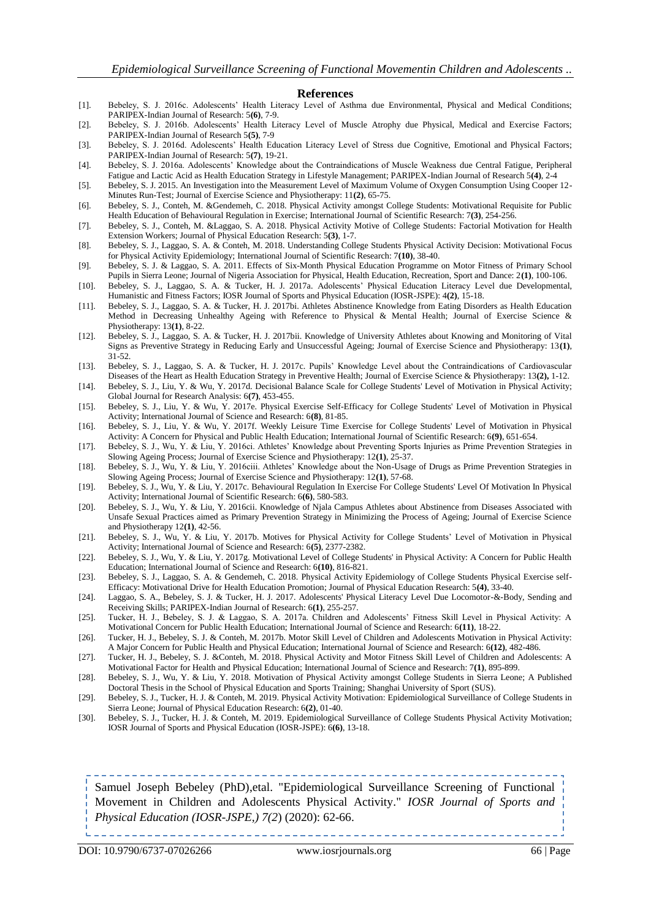## References

[1]. Bebeley, S. J. 2016c. Adolescents' Health Literacy Level of Asthma due Environmental, Physical and Medical Conditions; PARIPEX-Indian Journal of Research: 5**(6)**, 7-9.

[2]. Bebeley, S. J. 2016b. Adolescents' Health Literacy Level of Muscle Atrophy due Physical, Medical and Exercise Factors; PARIPEX-Indian Journal of Research 5**(5)**, 7-9

[3]. Bebeley, S. J. 2016d. Adolescents' Health Education Literacy Level of Stress due Cognitive, Emotional and Physical Factors; PARIPEX-Indian Journal of Research: 5**(7)**, 19-21.

[4]. Bebeley, S. J. 2016a. Adolescents' Knowledge about the Contraindications of Muscle Weakness due Central Fatigue, Peripheral Fatigue and Lactic Acid as Health Education Strategy in Lifestyle Management; PARIPEX-Indian Journal of Research 5**(4)**, 2-4

[5]. Bebeley, S. J. 2015. An Investigation into the Measurement Level of Maximum Volume of Oxygen Consumption Using Cooper 12-Minutes Run-Test; Journal of Exercise Science and Physiotherapy: 11**(2)**, 65-75.

[6]. Bebeley, S. J., Conteh, M. &Gendemeh, C. 2018. Physical Activity amongst College Students: Motivational Requisite for Public Health Education of Behavioural Regulation in Exercise; International Journal of Scientific Research: 7**(3)**, 254-256.

[7]. Bebeley, S. J., Conteh, M. &Laggao, S. A. 2018. Physical Activity Motive of College Students: Factorial Motivation for Health Extension Workers; Journal of Physical Education Research: 5**(3)**, 1-7.

[8]. Bebeley, S. J., Laggao, S. A. & Conteh, M. 2018. Understanding College Students Physical Activity Decision: Motivational Focus for Physical Activity Epidemiology; International Journal of Scientific Research: 7**(10)**, 38-40.

[9]. Bebeley, S. J. & Laggao, S. A. 2011. Effects of Six-Month Physical Education Programme on Motor Fitness of Primary School Pupils in Sierra Leone; Journal of Nigeria Association for Physical, Health Education, Recreation, Sport and Dance: 2**(1)**, 100-106.

[10]. Bebeley, S. J., Laggao, S. A. & Tucker, H. J. 2017a. Adolescents' Physical Education Literacy Level due Developmental, Humanistic and Fitness Factors; IOSR Journal of Sports and Physical Education (IOSR-JSPE): 4**(2)**, 15-18.

[11]. Bebeley, S. J., Laggao, S. A. & Tucker, H. J. 2017bi. Athletes Abstinence Knowledge from Eating Disorders as Health Education Method in Decreasing Unhealthy Ageing with Reference to Physical & Mental Health; Journal of Exercise Science & Physiotherapy: 13**(1)**, 8-22.

[12]. Bebeley, S. J., Laggao, S. A. & Tucker, H. J. 2017bii. Knowledge of University Athletes about Knowing and Monitoring of Vital Signs as Preventive Strategy in Reducing Early and Unsuccessful Ageing; Journal of Exercise Science and Physiotherapy: 13**(1)**, 31-52.

[13]. Bebeley, S. J., Laggao, S. A. & Tucker, H. J. 2017c. Pupils' Knowledge Level about the Contraindications of Cardiovascular Diseases of the Heart as Health Education Strategy in Preventive Health; Journal of Exercise Science & Physiotherapy: 13**(2),** 1-12.

[14]. Bebeley, S. J., Liu, Y. & Wu, Y. 2017d. Decisional Balance Scale for College Students' Level of Motivation in Physical Activity; Global Journal for Research Analysis: 6**(7)**, 453-455.

[15]. Bebeley, S. J., Liu, Y. & Wu, Y. 2017e. Physical Exercise Self-Efficacy for College Students' Level of Motivation in Physical Activity; International Journal of Science and Research: 6**(8)**, 81-85.

[16]. Bebeley, S. J., Liu, Y. & Wu, Y. 2017f. Weekly Leisure Time Exercise for College Students' Level of Motivation in Physical Activity: A Concern for Physical and Public Health Education; International Journal of Scientific Research: 6**(9)**, 651-654.

[17]. Bebeley, S. J., Wu, Y. & Liu, Y. 2016ci. Athletes' Knowledge about Preventing Sports Injuries as Prime Prevention Strategies in Slowing Ageing Process; Journal of Exercise Science and Physiotherapy: 12**(1)**, 25-37.

[18]. Bebeley, S. J., Wu, Y. & Liu, Y. 2016ciii. Athletes' Knowledge about the Non-Usage of Drugs as Prime Prevention Strategies in Slowing Ageing Process; Journal of Exercise Science and Physiotherapy: 12**(1)**, 57-68.

[19]. Bebeley, S. J., Wu, Y. & Liu, Y. 2017c. Behavioural Regulation In Exercise For College Students' Level Of Motivation In Physical Activity; International Journal of Scientific Research: 6**(6)**, 580-583.

[20]. Bebeley, S. J., Wu, Y. & Liu, Y. 2016cii. Knowledge of Njala Campus Athletes about Abstinence from Diseases Associated with Unsafe Sexual Practices aimed as Primary Prevention Strategy in Minimizing the Process of Ageing; Journal of Exercise Science and Physiotherapy 12**(1)**, 42-56.

[21]. Bebeley, S. J., Wu, Y. & Liu, Y. 2017b. Motives for Physical Activity for College Students' Level of Motivation in Physical Activity; International Journal of Science and Research: 6**(5)**, 2377-2382.

[22]. Bebeley, S. J., Wu, Y. & Liu, Y. 2017g. Motivational Level of College Students' in Physical Activity: A Concern for Public Health Education; International Journal of Science and Research: 6**(10)**, 816-821.

[23]. Bebeley, S. J., Laggao, S. A. & Gendemeh, C. 2018. Physical Activity Epidemiology of College Students Physical Exercise self-Efficacy: Motivational Drive for Health Education Promotion; Journal of Physical Education Research: 5**(4)**, 33-40.

[24]. Laggao, S. A., Bebeley, S. J. & Tucker, H. J. 2017. Adolescents' Physical Literacy Level Due Locomotor-&-Body, Sending and Receiving Skills; PARIPEX-Indian Journal of Research: 6**(1)**, 255-257.

[25]. Tucker, H. J., Bebeley, S. J. & Laggao, S. A. 2017a. Children and Adolescents' Fitness Skill Level in Physical Activity: A Motivational Concern for Public Health Education; International Journal of Science and Research: 6**(11)**, 18-22.

[26]. Tucker, H. J., Bebeley, S. J. & Conteh, M. 2017b. Motor Skill Level of Children and Adolescents Motivation in Physical Activity: A Major Concern for Public Health and Physical Education; International Journal of Science and Research: 6**(12)**, 482-486.

[27]. Tucker, H. J., Bebeley, S. J. &Conteh, M. 2018. Physical Activity and Motor Fitness Skill Level of Children and Adolescents: A Motivational Factor for Health and Physical Education; International Journal of Science and Research: 7**(1)**, 895-899.

[28]. Bebeley, S. J., Wu, Y. & Liu, Y. 2018. Motivation of Physical Activity amongst College Students in Sierra Leone; A Published Doctoral Thesis in the School of Physical Education and Sports Training; Shanghai University of Sport (SUS).

[29]. Bebeley, S. J., Tucker, H. J. & Conteh, M. 2019. Physical Activity Motivation: Epidemiological Surveillance of College Students in Sierra Leone; Journal of Physical Education Research: 6**(2)**, 01-40.

[30]. Bebeley, S. J., Tucker, H. J. & Conteh, M. 2019. Epidemiological Surveillance of College Students Physical Activity Motivation; IOSR Journal of Sports and Physical Education (IOSR-JSPE): 6**(6)**, 13-18.

Samuel Joseph Bebeley (PhD),etal. "Epidemiological Surveillance Screening of Functional Movement in Children and Adolescents Physical Activity." *IOSR Journal of Sports and Physical Education (IOSR-JSPE,) 7(2)* (2020): 62-66.